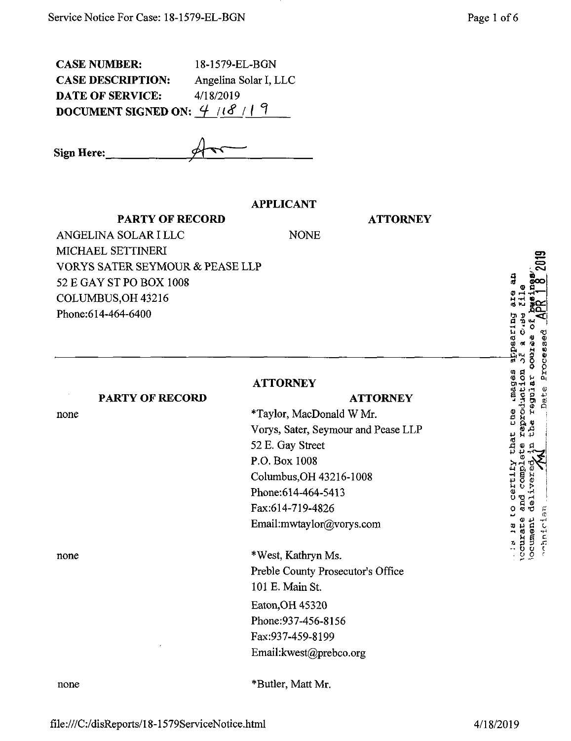**CASE NUMBER:** 18-1579-EL-BGN
**CASE DESCRIPTION:** Angelina Solar I, LLC
**DATE OF SERVICE:** 4/18/2019
**DOCUMENT SIGNED ON:** 4/18/19

**Sign Here:** ____________________

## APPLICANT

| PARTY OF RECORD | ATTORNEY |
| --- | --- |
| ANGELINA SOLAR I LLC<br>MICHAEL SETTINERI<br>VORYS SATER SEYMOUR & PEASE LLP<br>52 E GAY ST PO BOX 1008<br>COLUMBUS,OH 43216<br>Phone:614-464-6400 | NONE |

## ATTORNEY

| PARTY OF RECORD | ATTORNEY |
| --- | --- |
| none | *Taylor, MacDonald W Mr.<br>Vorys, Sater, Seymour and Pease LLP<br>52 E. Gay Street<br>P.O. Box 1008<br>Columbus,OH 43216-1008<br>Phone:614-464-5413<br>Fax:614-719-4826<br>Email:mwtaylor@vorys.com |
| none | *West, Kathryn Ms.<br>Preble County Prosecutor's Office<br>101 E. Main St.<br>Eaton,OH 45320<br>Phone:937-456-8156<br>Fax:937-459-8199<br>Email:kwest@prebco.org |
| none | *Butler, Matt Mr. |

This is to certify that the images appearing are an accurate and complete reproduction of a case file document delivered in the regular course of business. Technician AM Date Processed APR 18 2019

file:///C:/disReports/18-1579ServiceNotice.html 4/18/2019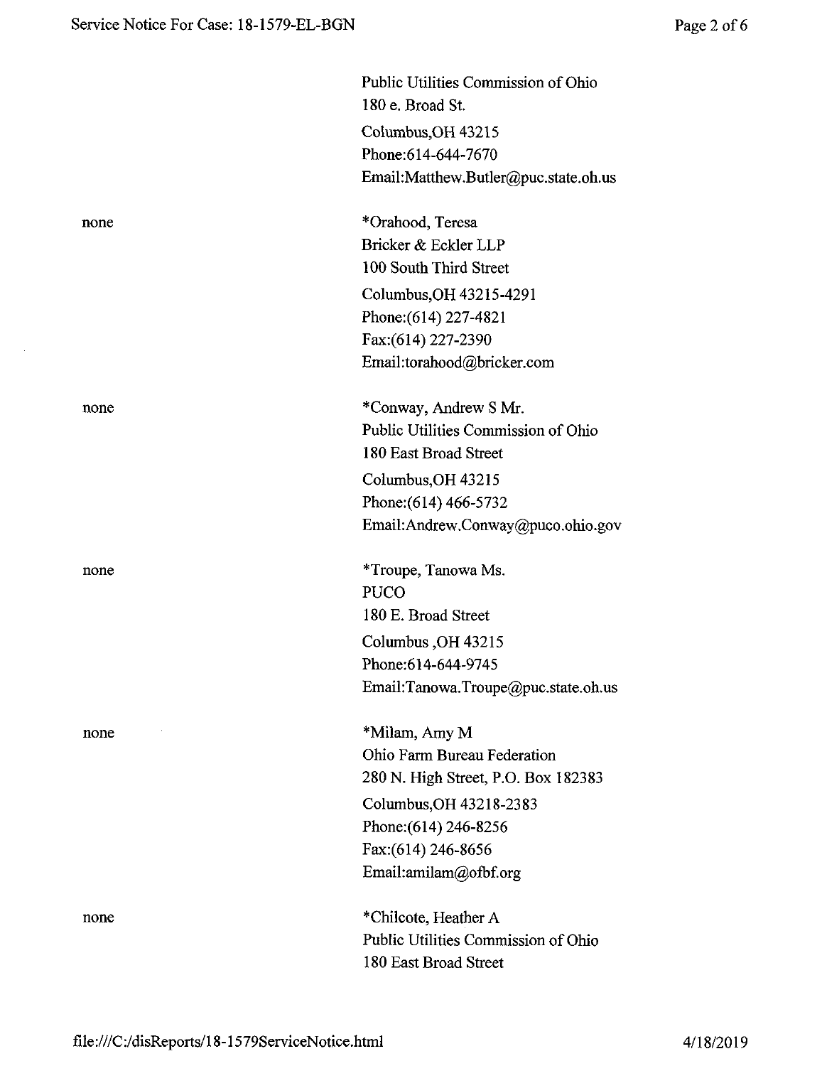| | |
|---|---|
| | Public Utilities Commission of Ohio<br>180 e. Broad St.<br>Columbus,OH 43215<br>Phone:614-644-7670<br>Email:Matthew.Butler@puc.state.oh.us |
| none | *Orahood, Teresa<br>Bricker & Eckler LLP<br>100 South Third Street<br>Columbus,OH 43215-4291<br>Phone:(614) 227-4821<br>Fax:(614) 227-2390<br>Email:torahood@bricker.com |
| none | *Conway, Andrew S Mr.<br>Public Utilities Commission of Ohio<br>180 East Broad Street<br>Columbus,OH 43215<br>Phone:(614) 466-5732<br>Email:Andrew.Conway@puco.ohio.gov |
| none | *Troupe, Tanowa Ms.<br>PUCO<br>180 E. Broad Street<br>Columbus ,OH 43215<br>Phone:614-644-9745<br>Email:Tanowa.Troupe@puc.state.oh.us |
| none | *Milam, Amy M<br>Ohio Farm Bureau Federation<br>280 N. High Street, P.O. Box 182383<br>Columbus,OH 43218-2383<br>Phone:(614) 246-8256<br>Fax:(614) 246-8656<br>Email:amilam@ofbf.org |
| none | *Chilcote, Heather A<br>Public Utilities Commission of Ohio<br>180 East Broad Street |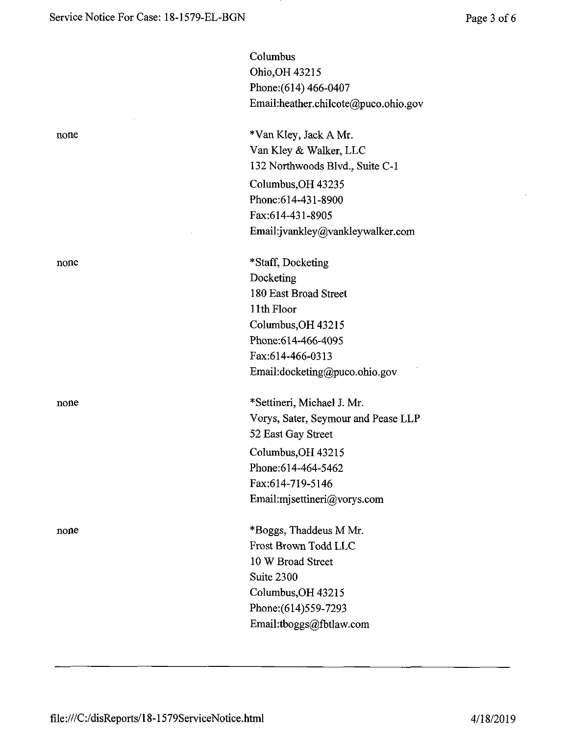Columbus
Ohio,OH 43215
Phone:(614) 466-0407
Email:heather.chilcote@puco.ohio.gov

none

*Van Kley, Jack A Mr.
Van Kley & Walker, LLC
132 Northwoods Blvd., Suite C-1
Columbus,OH 43235
Phone:614-431-8900
Fax:614-431-8905
Email:jvankley@vankleywalker.com

none

*Staff, Docketing
Docketing
180 East Broad Street
11th Floor
Columbus,OH 43215
Phone:614-466-4095
Fax:614-466-0313
Email:docketing@puco.ohio.gov

none

*Settineri, Michael J. Mr.
Vorys, Sater, Seymour and Pease LLP
52 East Gay Street
Columbus,OH 43215
Phone:614-464-5462
Fax:614-719-5146
Email:mjsettineri@vorys.com

none

*Boggs, Thaddeus M Mr.
Frost Brown Todd LLC
10 W Broad Street
Suite 2300
Columbus,OH 43215
Phone:(614)559-7293
Email:tboggs@fbtlaw.com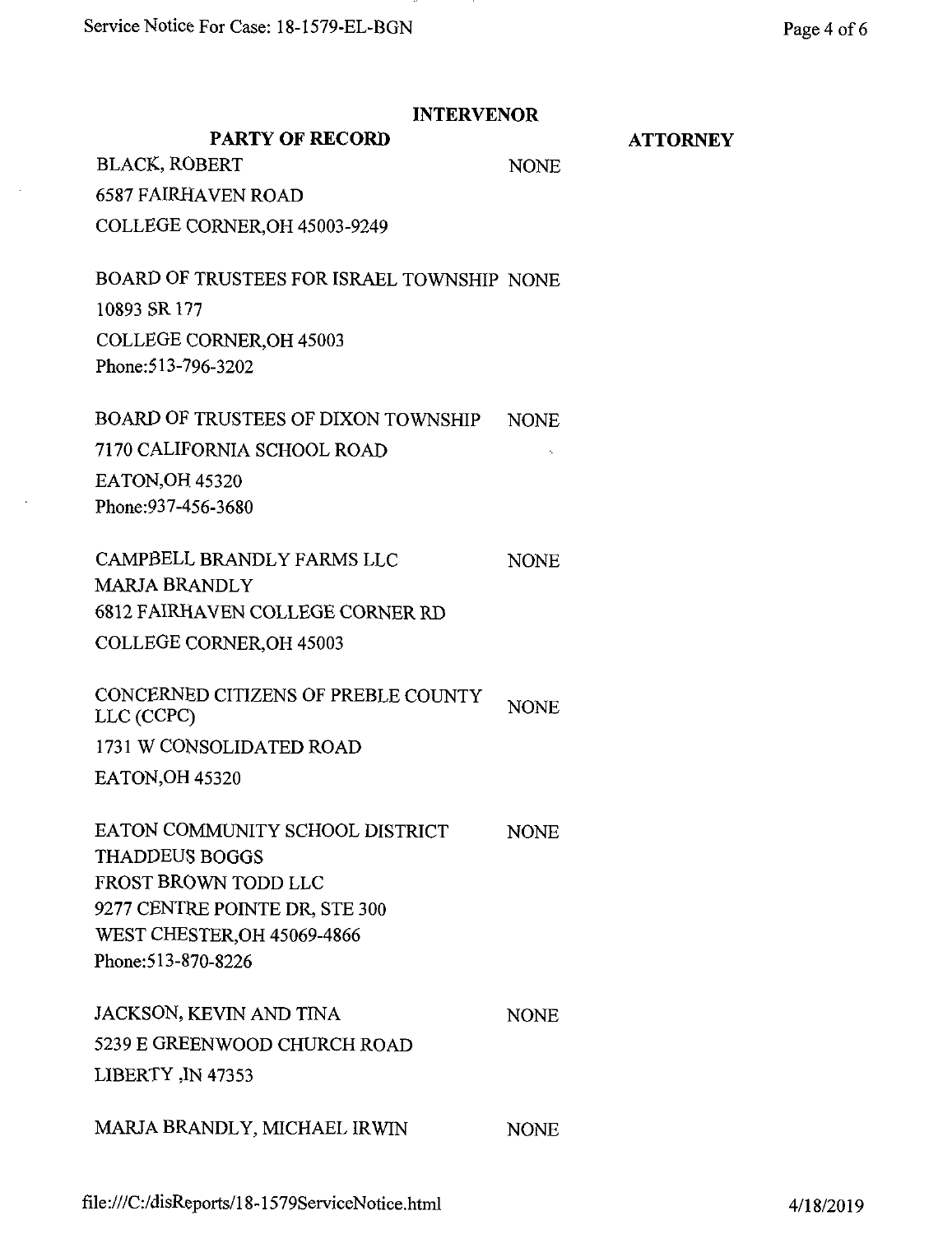## INTERVENOR

| PARTY OF RECORD | | ATTORNEY |
|---|---|---|
| BLACK, ROBERT<br>6587 FAIRHAVEN ROAD<br>COLLEGE CORNER,OH 45003-9249 | NONE | |
| BOARD OF TRUSTEES FOR ISRAEL TOWNSHIP<br>10893 SR 177<br>COLLEGE CORNER,OH 45003<br>Phone:513-796-3202 | NONE | |
| BOARD OF TRUSTEES OF DIXON TOWNSHIP<br>7170 CALIFORNIA SCHOOL ROAD<br>EATON,OH 45320<br>Phone:937-456-3680 | NONE | |
| CAMPBELL BRANDLY FARMS LLC<br>MARJA BRANDLY<br>6812 FAIRHAVEN COLLEGE CORNER RD<br>COLLEGE CORNER,OH 45003 | NONE | |
| CONCERNED CITIZENS OF PREBLE COUNTY LLC (CCPC)<br>1731 W CONSOLIDATED ROAD<br>EATON,OH 45320 | NONE | |
| EATON COMMUNITY SCHOOL DISTRICT<br>THADDEUS BOGGS<br>FROST BROWN TODD LLC<br>9277 CENTRE POINTE DR, STE 300<br>WEST CHESTER,OH 45069-4866<br>Phone:513-870-8226 | NONE | |
| JACKSON, KEVIN AND TINA<br>5239 E GREENWOOD CHURCH ROAD<br>LIBERTY ,IN 47353 | NONE | |
| MARJA BRANDLY, MICHAEL IRWIN | NONE | |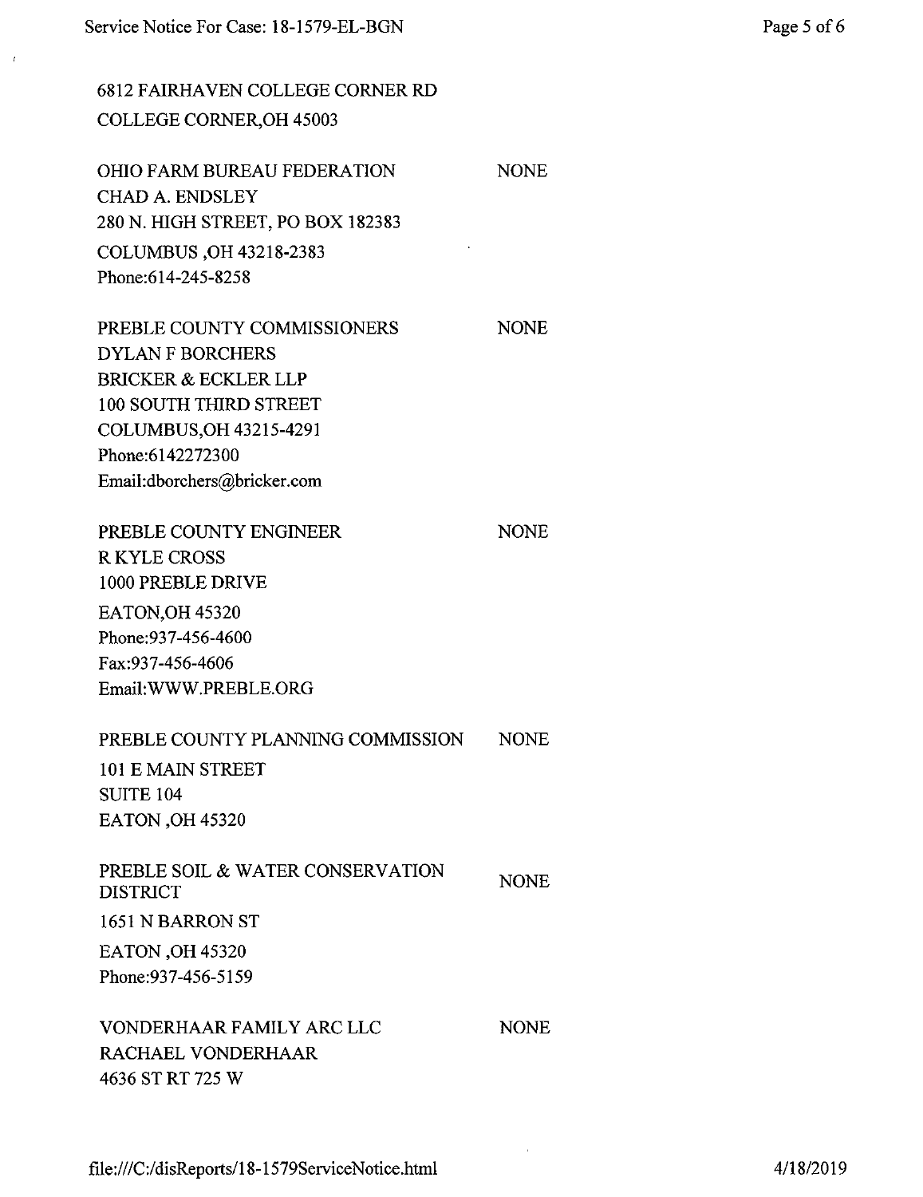6812 FAIRHAVEN COLLEGE CORNER RD
COLLEGE CORNER,OH 45003

OHIO FARM BUREAU FEDERATION — NONE
CHAD A. ENDSLEY
280 N. HIGH STREET, PO BOX 182383
COLUMBUS ,OH 43218-2383
Phone:614-245-8258

PREBLE COUNTY COMMISSIONERS — NONE
DYLAN F BORCHERS
BRICKER & ECKLER LLP
100 SOUTH THIRD STREET
COLUMBUS,OH 43215-4291
Phone:6142272300
Email:dborchers@bricker.com

PREBLE COUNTY ENGINEER — NONE
R KYLE CROSS
1000 PREBLE DRIVE
EATON,OH 45320
Phone:937-456-4600
Fax:937-456-4606
Email:WWW.PREBLE.ORG

PREBLE COUNTY PLANNING COMMISSION — NONE
101 E MAIN STREET
SUITE 104
EATON ,OH 45320

PREBLE SOIL & WATER CONSERVATION DISTRICT — NONE
1651 N BARRON ST
EATON ,OH 45320
Phone:937-456-5159

VONDERHAAR FAMILY ARC LLC — NONE
RACHAEL VONDERHAAR
4636 ST RT 725 W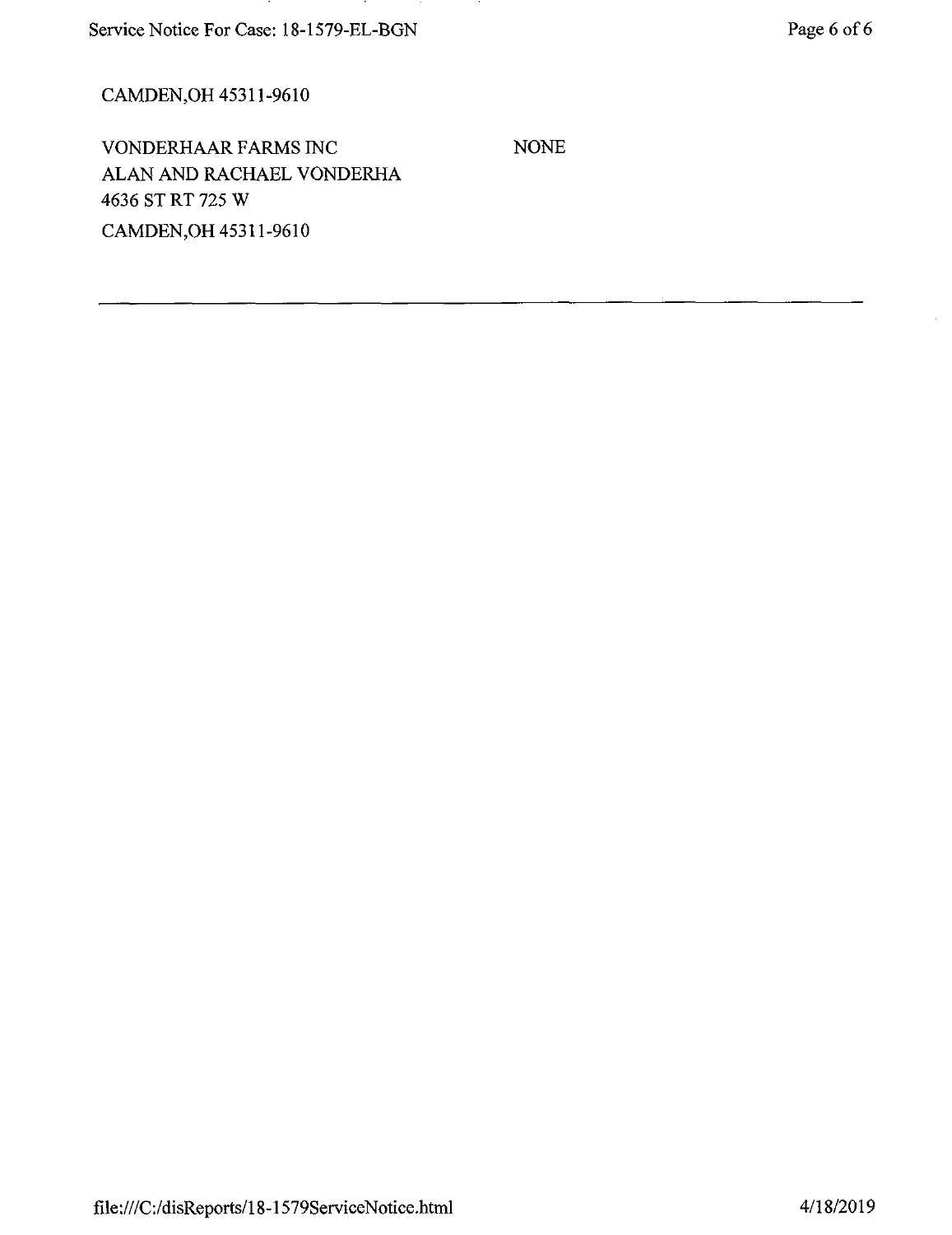CAMDEN,OH 45311-9610

VONDERHAAR FARMS INC NONE
ALAN AND RACHAEL VONDERHA
4636 ST RT 725 W
CAMDEN,OH 45311-9610

---